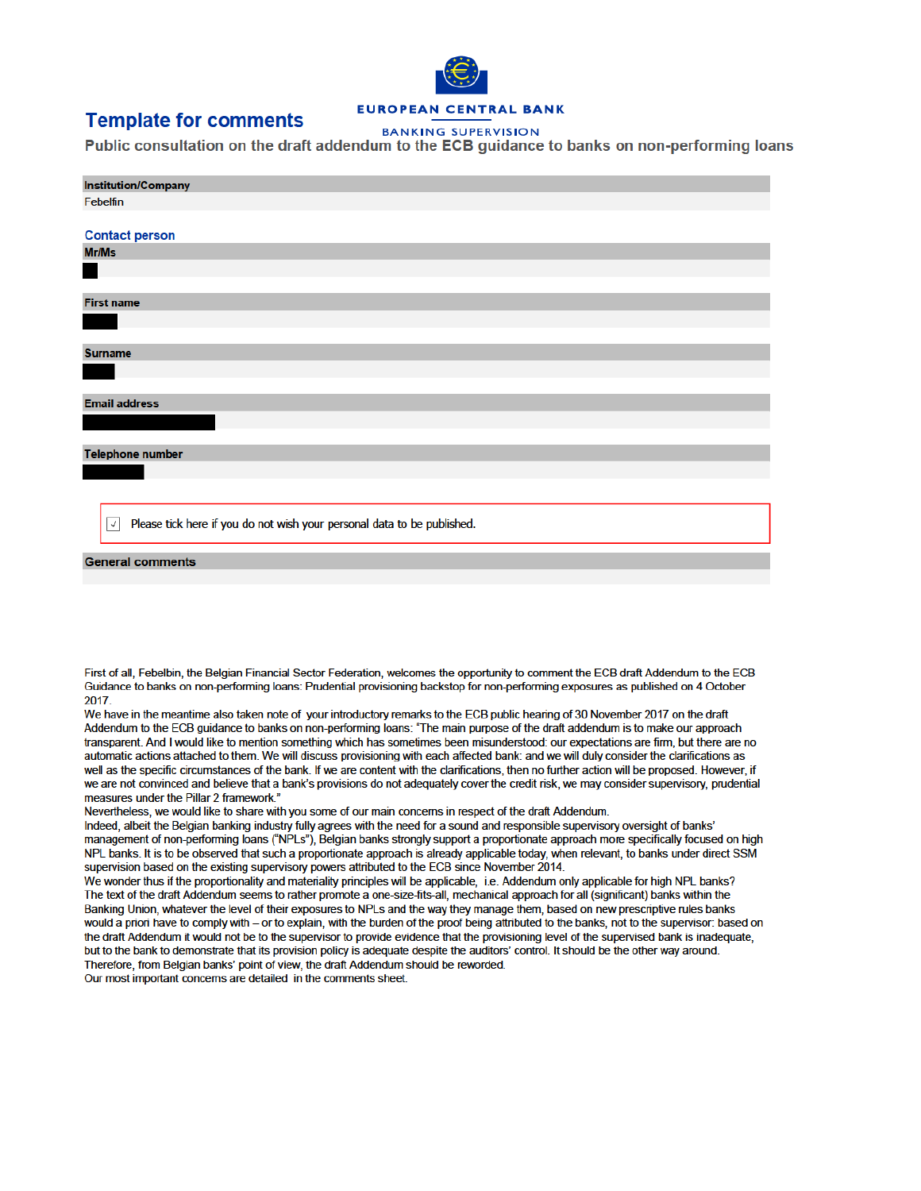# Template for comments

EUROPEAN CENTRAL BANK

BANKING SUPERVISION

## Public consultation on the draft addendum to the ECB guidance to banks on non-performing loans

**Institution/Company**

Febelfin

### Contact person

**Mr/Ms**

**First name**

**Surname**

**Email address**

**Telephone number**

☑ Please tick here if you do not wish your personal data to be published.

**General comments**

First of all, Febelbin, the Belgian Financial Sector Federation, welcomes the opportunity to comment the ECB draft Addendum to the ECB Guidance to banks on non-performing loans: Prudential provisioning backstop for non-performing exposures as published on 4 October 2017.
We have in the meantime also taken note of your introductory remarks to the ECB public hearing of 30 November 2017 on the draft Addendum to the ECB guidance to banks on non-performing loans: "The main purpose of the draft addendum is to make our approach transparent. And I would like to mention something which has sometimes been misunderstood: our expectations are firm, but there are no automatic actions attached to them. We will discuss provisioning with each affected bank: and we will duly consider the clarifications as well as the specific circumstances of the bank. If we are content with the clarifications, then no further action will be proposed. However, if we are not convinced and believe that a bank's provisions do not adequately cover the credit risk, we may consider supervisory, prudential measures under the Pillar 2 framework."
Nevertheless, we would like to share with you some of our main concerns in respect of the draft Addendum.
Indeed, albeit the Belgian banking industry fully agrees with the need for a sound and responsible supervisory oversight of banks' management of non-peforming loans ("NPLs"), Belgian banks strongly support a proportionate approach more specifically focused on high NPL banks. It is to be observed that such a proportionate approach is already applicable today, when relevant, to banks under direct SSM supervision based on the existing supervisory powers attributed to the ECB since November 2014.
We wonder thus if the proportionality and materiality principles will be applicable, i.e. Addendum only applicable for high NPL banks?
The text of the draft Addendum seems to rather promote a one-size-fits-all, mechanical approach for all (significant) banks within the Banking Union, whatever the level of their exposures to NPLs and the way they manage them, based on new prescriptive rules banks would a priori have to comply with – or to explain, with the burden of the proof being attributed to the banks, not to the supervisor: based on the draft Addendum it would not be to the supervisor to provide evidence that the provisioning level of the supervised bank is inadequate, but to the bank to demonstrate that its provision policy is adequate despite the auditors' control. It should be the other way around.
Therefore, from Belgian banks' point of view, the draft Addendum should be reworded.
Our most important concerns are detailed in the comments sheet.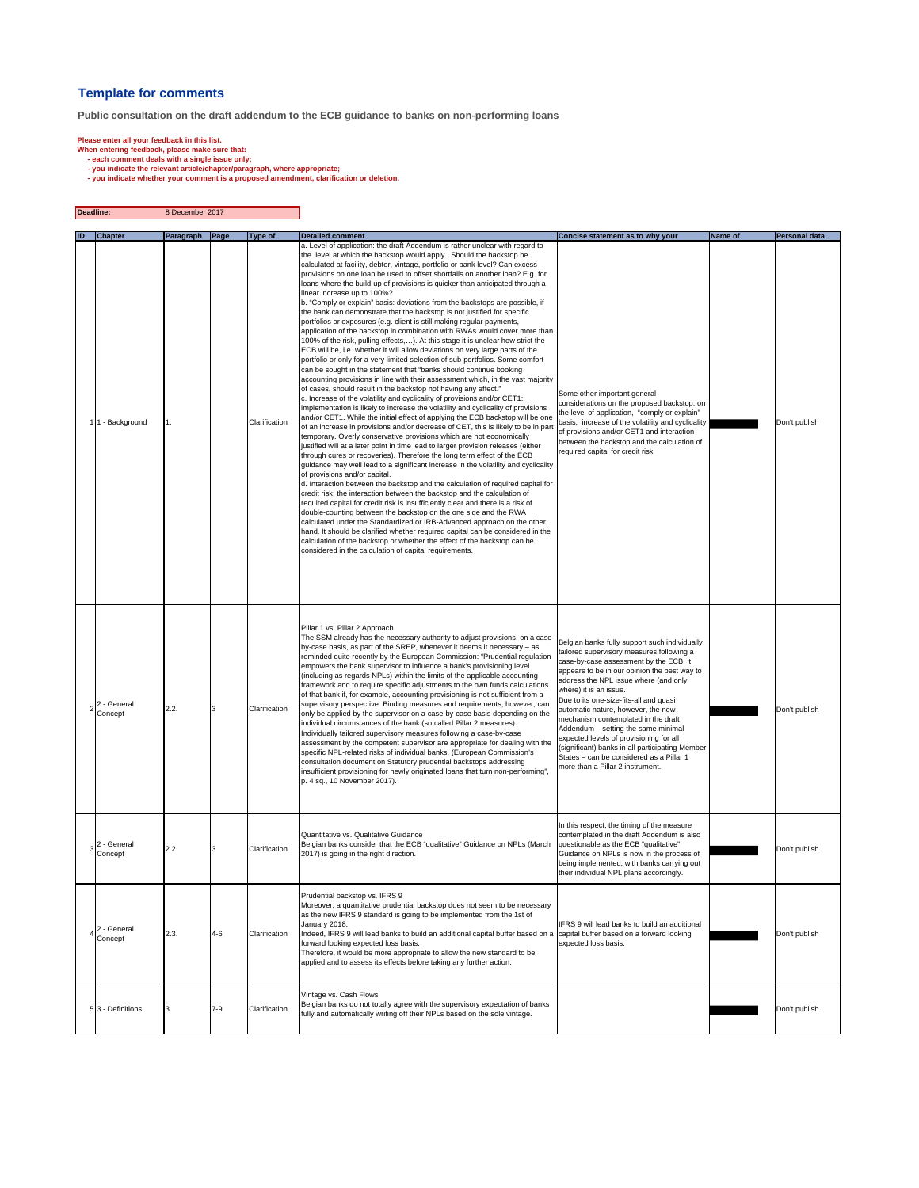## Template for comments

**Public consultation on the draft addendum to the ECB guidance to banks on non-performing loans**

**Please enter all your feedback in this list.**
**When entering feedback, please make sure that:**
**- each comment deals with a single issue only;**
**- you indicate the relevant article/chapter/paragraph, where appropriate;**
**- you indicate whether your comment is a proposed amendment, clarification or deletion.**

| **Deadline:** | 8 December 2017 |
|---|---|

| ID | Chapter | Paragraph | Page | Type of | Detailed comment | Concise statement as to why your | Name of | Personal data |
|---|---|---|---|---|---|---|---|---|
| 1 | 1 - Background | 1. | | Clarification | a. Level of application: the draft Addendum is rather unclear with regard to the level at which the backstop would apply. Should the backstop be calculated at facility, debtor, vintage, portfolio or bank level? Can excess provisions on one loan be used to offset shortfalls on another loan? E.g. for loans where the build-up of provisions is quicker than anticipated through a linear increase up to 100%?<br>b. "Comply or explain" basis: deviations from the backstops are possible, if the bank can demonstrate that the backstop is not justified for specific portfolios or exposures (e.g. client is still making regular payments, application of the backstop in combination with RWAs would cover more than 100% of the risk, pulling effects,…). At this stage it is unclear how strict the ECB will be, i.e. whether it will allow deviations on very large parts of the portfolio or only for a very limited selection of sub-portfolios. Some comfort can be sought in the statement that "banks should continue booking accounting provisions in line with their assessment which, in the vast majority of cases, should result in the backstop not having any effect."<br>c. Increase of the volatility and cyclicality of provisions and/or CET1: implementation is likely to increase the volatility and cyclicality of provisions and/or CET1. While the initial effect of applying the ECB backstop will be one of an increase in provisions and/or decrease of CET, this is likely to be in part temporary. Overly conservative provisions which are not economically justified will at a later point in time lead to larger provision releases (either through cures or recoveries). Therefore the long term effect of the ECB guidance may well lead to a significant increase in the volatility and cyclicality of provisions and/or capital.<br>d. Interaction between the backstop and the calculation of required capital for credit risk: the interaction between the backstop and the calculation of required capital for credit risk is insufficiently clear and there is a risk of double-counting between the backstop on the one side and the RWA calculated under the Standardized or IRB-Advanced approach on the other hand. It should be clarified whether required capital can be considered in the calculation of the backstop or whether the effect of the backstop can be considered in the calculation of capital requirements. | Some other important general considerations on the proposed backstop: on the level of application, "comply or explain" basis, increase of the volatility and cyclicality of provisions and/or CET1 and interaction between the backstop and the calculation of required capital for credit risk | | Don't publish |
| 2 | 2 - General Concept | 2.2. | 3 | Clarification | Pillar 1 vs. Pillar 2 Approach<br>The SSM already has the necessary authority to adjust provisions, on a case-by-case basis, as part of the SREP, whenever it deems it necessary – as reminded quite recently by the European Commission: "Prudential regulation empowers the bank supervisor to influence a bank's provisioning level (including as regards NPLs) within the limits of the applicable accounting framework and to require specific adjustments to the own funds calculations of that bank if, for example, accounting provisioning is not sufficient from a supervisory perspective. Binding measures and requirements, however, can only be applied by the supervisor on a case-by-case basis depending on the individual circumstances of the bank (so called Pillar 2 measures). Individually tailored supervisory measures following a case-by-case assessment by the competent supervisor are appropriate for dealing with the specific NPL-related risks of individual banks. (European Commission's consultation document on Statutory prudential backstops addressing insufficient provisioning for newly originated loans that turn non-performing", p. 4 sq., 10 November 2017). | Belgian banks fully support such individually tailored supervisory measures following a case-by-case assessment by the ECB: it appears to be in our opinion the best way to address the NPL issue where (and only where) it is an issue.<br>Due to its one-size-fits-all and quasi automatic nature, however, the new mechanism contemplated in the draft Addendum – setting the same minimal expected levels of provisioning for all (significant) banks in all participating Member States – can be considered as a Pillar 1 more than a Pillar 2 instrument. | | Don't publish |
| 3 | 2 - General Concept | 2.2. | 3 | Clarification | Quantitative vs. Qualitative Guidance<br>Belgian banks consider that the ECB "qualitative" Guidance on NPLs (March 2017) is going in the right direction. | In this respect, the timing of the measure contemplated in the draft Addendum is also questionable as the ECB "qualitative" Guidance on NPLs is now in the process of being implemented, with banks carrying out their individual NPL plans accordingly. | | Don't publish |
| 4 | 2 - General Concept | 2.3. | 4-6 | Clarification | Prudential backstop vs. IFRS 9<br>Moreover, a quantitative prudential backstop does not seem to be necessary as the new IFRS 9 standard is going to be implemented from the 1st of January 2018.<br>Indeed, IFRS 9 will lead banks to build an additional capital buffer based on a forward looking expected loss basis.<br>Therefore, it would be more appropriate to allow the new standard to be applied and to assess its effects before taking any further action. | IFRS 9 will lead banks to build an additional capital buffer based on a forward looking expected loss basis. | | Don't publish |
| 5 | 3 - Definitions | 3. | 7-9 | Clarification | Vintage vs. Cash Flows<br>Belgian banks do not totally agree with the supervisory expectation of banks fully and automatically writing off their NPLs based on the sole vintage. | | | Don't publish |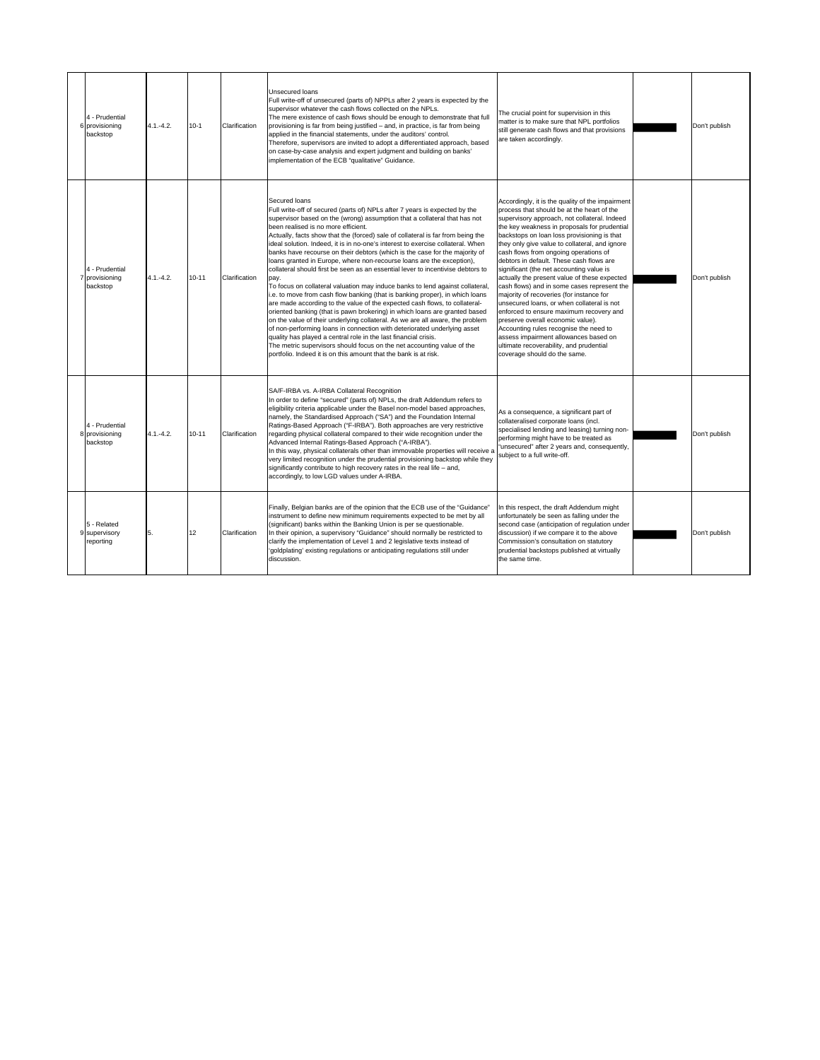| 6 | 4 - Prudential provisioning backstop | 4.1.-4.2. | 10-1 | Clarification | Unsecured loans<br>Full write-off of unsecured (parts of) NPPLs after 2 years is expected by the supervisor whatever the cash flows collected on the NPLs.<br>The mere existence of cash flows should be enough to demonstrate that full provisioning is far from being justified – and, in practice, is far from being applied in the financial statements, under the auditors' control.<br>Therefore, supervisors are invited to adopt a differentiated approach, based on case-by-case analysis and expert judgment and building on banks' implementation of the ECB "qualitative" Guidance. | The crucial point for supervision in this matter is to make sure that NPL portfolios still generate cash flows and that provisions are taken accordingly. | | | Don't publish |
|---|---|---|---|---|---|---|---|---|---|
| 7 | 4 - Prudential provisioning backstop | 4.1.-4.2. | 10-11 | Clarification | Secured loans<br>Full write-off of secured (parts of) NPLs after 7 years is expected by the supervisor based on the (wrong) assumption that a collateral that has not been realised is no more efficient.<br>Actually, facts show that the (forced) sale of collateral is far from being the ideal solution. Indeed, it is in no-one's interest to exercise collateral. When banks have recourse on their debtors (which is the case for the majority of loans granted in Europe, where non-recourse loans are the exception), collateral should first be seen as an essential lever to incentivise debtors to pay.<br>To focus on collateral valuation may induce banks to lend against collateral, i.e. to move from cash flow banking (that is banking proper), in which loans are made according to the value of the expected cash flows, to collateral-oriented banking (that is pawn brokering) in which loans are granted based on the value of their underlying collateral. As we are all aware, the problem of non-performing loans in connection with deteriorated underlying asset quality has played a central role in the last financial crisis.<br>The metric supervisors should focus on the net accounting value of the portfolio. Indeed it is on this amount that the bank is at risk. | Accordingly, it is the quality of the impairment process that should be at the heart of the supervisory approach, not collateral. Indeed the key weakness in proposals for prudential backstops on loan loss provisioning is that they only give value to collateral, and ignore cash flows from ongoing operations of debtors in default. These cash flows are significant (the net accounting value is actually the present value of these expected cash flows) and in some cases represent the majority of recoveries (for instance for unsecured loans, or when collateral is not enforced to ensure maximum recovery and preserve overall economic value).<br>Accounting rules recognise the need to assess impairment allowances based on ultimate recoverability, and prudential coverage should do the same. | | | Don't publish |
| 8 | 4 - Prudential provisioning backstop | 4.1.-4.2. | 10-11 | Clarification | SA/F-IRBA vs. A-IRBA Collateral Recognition<br>In order to define "secured" (parts of) NPLs, the draft Addendum refers to eligibility criteria applicable under the Basel non-model based approaches, namely, the Standardised Approach ("SA") and the Foundation Internal Ratings-Based Approach ("F-IRBA"). Both approaches are very restrictive regarding physical collateral compared to their wide recognition under the Advanced Internal Ratings-Based Approach ("A-IRBA").<br>In this way, physical collaterals other than immovable properties will receive a very limited recognition under the prudential provisioning backstop while they significantly contribute to high recovery rates in the real life – and, accordingly, to low LGD values under A-IRBA. | As a consequence, a significant part of collateralised corporate loans (incl. specialised lending and leasing) turning non-performing might have to be treated as "unsecured" after 2 years and, consequently, subject to a full write-off. | | | Don't publish |
| 9 | 5 - Related supervisory reporting | 5. | 12 | Clarification | Finally, Belgian banks are of the opinion that the ECB use of the "Guidance" instrument to define new minimum requirements expected to be met by all (significant) banks within the Banking Union is per se questionable.<br>In their opinion, a supervisory "Guidance" should normally be restricted to clarify the implementation of Level 1 and 2 legislative texts instead of 'goldplating' existing regulations or anticipating regulations still under discussion. | In this respect, the draft Addendum might unfortunately be seen as falling under the second case (anticipation of regulation under discussion) if we compare it to the above Commission's consultation on statutory prudential backstops published at virtually the same time. | | | Don't publish |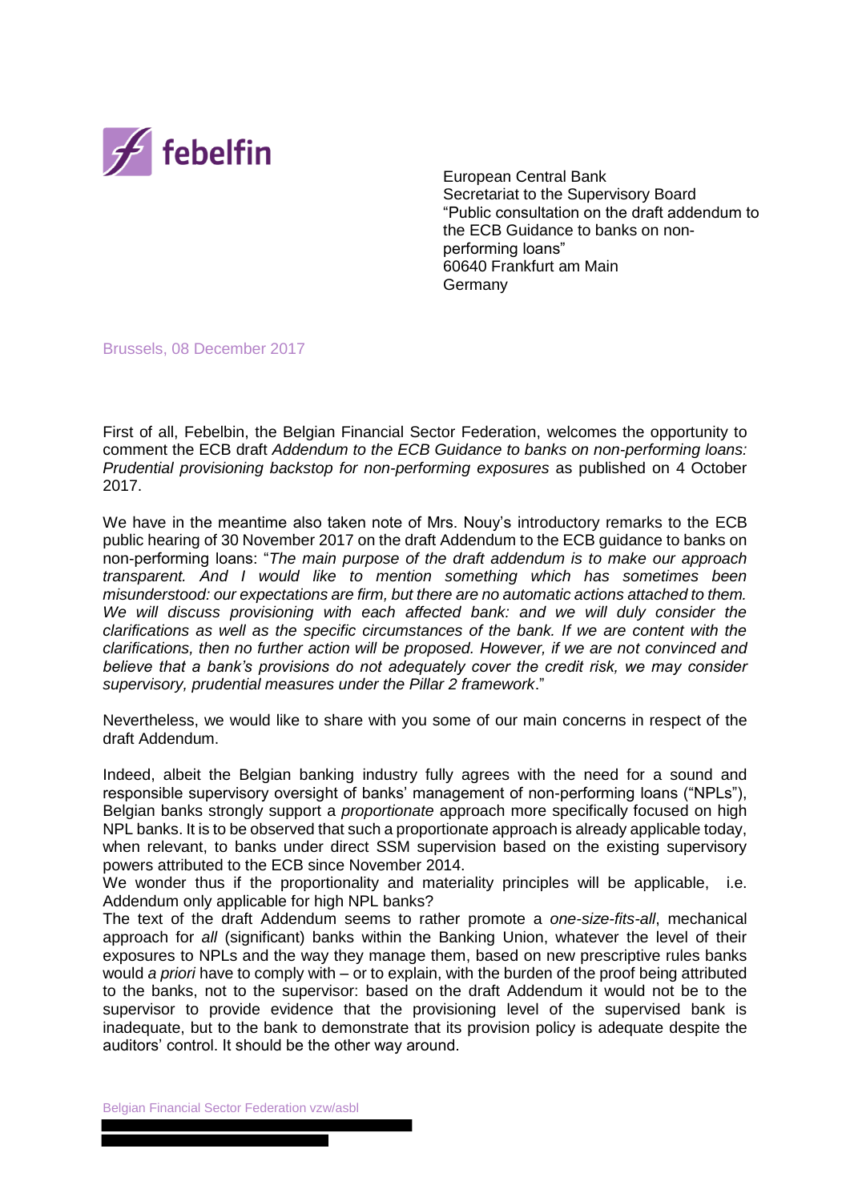European Central Bank
Secretariat to the Supervisory Board
"Public consultation on the draft addendum to the ECB Guidance to banks on non-performing loans"
60640 Frankfurt am Main
Germany

Brussels, 08 December 2017

First of all, Febelbin, the Belgian Financial Sector Federation, welcomes the opportunity to comment the ECB draft *Addendum to the ECB Guidance to banks on non-performing loans: Prudential provisioning backstop for non-performing exposures* as published on 4 October 2017.

We have in the meantime also taken note of Mrs. Nouy's introductory remarks to the ECB public hearing of 30 November 2017 on the draft Addendum to the ECB guidance to banks on non-performing loans: "*The main purpose of the draft addendum is to make our approach transparent. And I would like to mention something which has sometimes been misunderstood: our expectations are firm, but there are no automatic actions attached to them. We will discuss provisioning with each affected bank: and we will duly consider the clarifications as well as the specific circumstances of the bank. If we are content with the clarifications, then no further action will be proposed. However, if we are not convinced and believe that a bank's provisions do not adequately cover the credit risk, we may consider supervisory, prudential measures under the Pillar 2 framework*."

Nevertheless, we would like to share with you some of our main concerns in respect of the draft Addendum.

Indeed, albeit the Belgian banking industry fully agrees with the need for a sound and responsible supervisory oversight of banks' management of non-performing loans ("NPLs"), Belgian banks strongly support a *proportionate* approach more specifically focused on high NPL banks. It is to be observed that such a proportionate approach is already applicable today, when relevant, to banks under direct SSM supervision based on the existing supervisory powers attributed to the ECB since November 2014.
We wonder thus if the proportionality and materiality principles will be applicable, i.e. Addendum only applicable for high NPL banks?
The text of the draft Addendum seems to rather promote a *one-size-fits-all*, mechanical approach for *all* (significant) banks within the Banking Union, whatever the level of their exposures to NPLs and the way they manage them, based on new prescriptive rules banks would *a priori* have to comply with – or to explain, with the burden of the proof being attributed to the banks, not to the supervisor: based on the draft Addendum it would not be to the supervisor to provide evidence that the provisioning level of the supervised bank is inadequate, but to the bank to demonstrate that its provision policy is adequate despite the auditors' control. It should be the other way around.

Belgian Financial Sector Federation vzw/asbl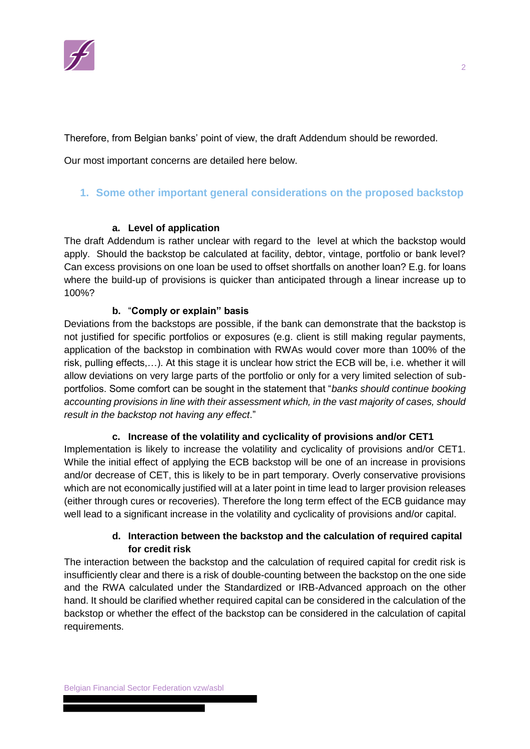Therefore, from Belgian banks' point of view, the draft Addendum should be reworded.

Our most important concerns are detailed here below.

## 1. Some other important general considerations on the proposed backstop

### a. Level of application

The draft Addendum is rather unclear with regard to the level at which the backstop would apply. Should the backstop be calculated at facility, debtor, vintage, portfolio or bank level? Can excess provisions on one loan be used to offset shortfalls on another loan? E.g. for loans where the build-up of provisions is quicker than anticipated through a linear increase up to 100%?

### b. "Comply or explain" basis

Deviations from the backstops are possible, if the bank can demonstrate that the backstop is not justified for specific portfolios or exposures (e.g. client is still making regular payments, application of the backstop in combination with RWAs would cover more than 100% of the risk, pulling effects,…). At this stage it is unclear how strict the ECB will be, i.e. whether it will allow deviations on very large parts of the portfolio or only for a very limited selection of sub-portfolios. Some comfort can be sought in the statement that "*banks should continue booking accounting provisions in line with their assessment which, in the vast majority of cases, should result in the backstop not having any effect*."

### c. Increase of the volatility and cyclicality of provisions and/or CET1

Implementation is likely to increase the volatility and cyclicality of provisions and/or CET1. While the initial effect of applying the ECB backstop will be one of an increase in provisions and/or decrease of CET, this is likely to be in part temporary. Overly conservative provisions which are not economically justified will at a later point in time lead to larger provision releases (either through cures or recoveries). Therefore the long term effect of the ECB guidance may well lead to a significant increase in the volatility and cyclicality of provisions and/or capital.

### d. Interaction between the backstop and the calculation of required capital for credit risk

The interaction between the backstop and the calculation of required capital for credit risk is insufficiently clear and there is a risk of double-counting between the backstop on the one side and the RWA calculated under the Standardized or IRB-Advanced approach on the other hand. It should be clarified whether required capital can be considered in the calculation of the backstop or whether the effect of the backstop can be considered in the calculation of capital requirements.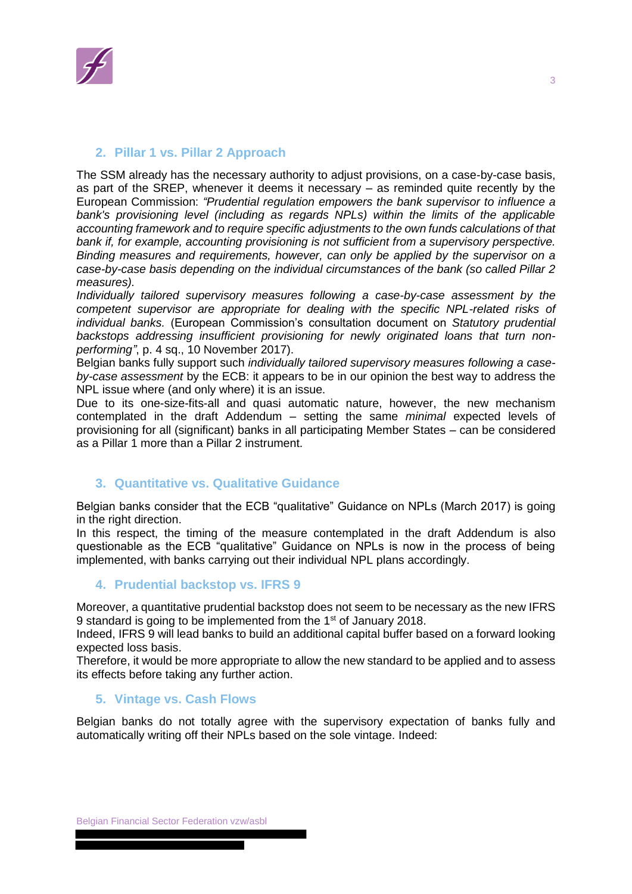## 2. Pillar 1 vs. Pillar 2 Approach

The SSM already has the necessary authority to adjust provisions, on a case-by-case basis, as part of the SREP, whenever it deems it necessary – as reminded quite recently by the European Commission: *"Prudential regulation empowers the bank supervisor to influence a bank's provisioning level (including as regards NPLs) within the limits of the applicable accounting framework and to require specific adjustments to the own funds calculations of that bank if, for example, accounting provisioning is not sufficient from a supervisory perspective. Binding measures and requirements, however, can only be applied by the supervisor on a case-by-case basis depending on the individual circumstances of the bank (so called Pillar 2 measures).*
*Individually tailored supervisory measures following a case-by-case assessment by the competent supervisor are appropriate for dealing with the specific NPL-related risks of individual banks.* (European Commission's consultation document on *Statutory prudential backstops addressing insufficient provisioning for newly originated loans that turn non-performing"*, p. 4 sq., 10 November 2017).
Belgian banks fully support such *individually tailored supervisory measures following a case-by-case assessment* by the ECB: it appears to be in our opinion the best way to address the NPL issue where (and only where) it is an issue.
Due to its one-size-fits-all and quasi automatic nature, however, the new mechanism contemplated in the draft Addendum – setting the same *minimal* expected levels of provisioning for all (significant) banks in all participating Member States – can be considered as a Pillar 1 more than a Pillar 2 instrument.

## 3. Quantitative vs. Qualitative Guidance

Belgian banks consider that the ECB "qualitative" Guidance on NPLs (March 2017) is going in the right direction.
In this respect, the timing of the measure contemplated in the draft Addendum is also questionable as the ECB "qualitative" Guidance on NPLs is now in the process of being implemented, with banks carrying out their individual NPL plans accordingly.

## 4. Prudential backstop vs. IFRS 9

Moreover, a quantitative prudential backstop does not seem to be necessary as the new IFRS 9 standard is going to be implemented from the 1st of January 2018.
Indeed, IFRS 9 will lead banks to build an additional capital buffer based on a forward looking expected loss basis.
Therefore, it would be more appropriate to allow the new standard to be applied and to assess its effects before taking any further action.

## 5. Vintage vs. Cash Flows

Belgian banks do not totally agree with the supervisory expectation of banks fully and automatically writing off their NPLs based on the sole vintage. Indeed: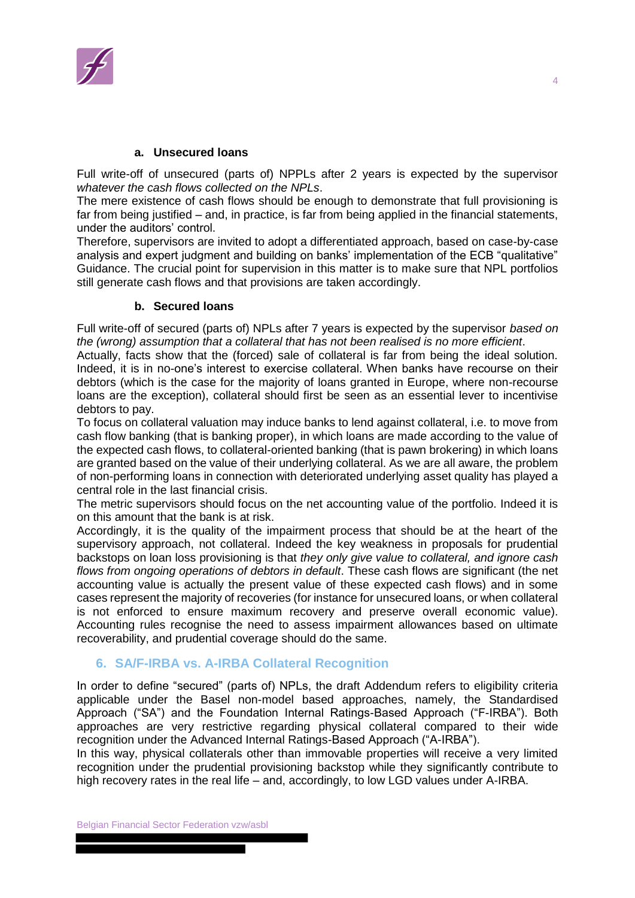### a. Unsecured loans

Full write-off of unsecured (parts of) NPPLs after 2 years is expected by the supervisor *whatever the cash flows collected on the NPLs*.

The mere existence of cash flows should be enough to demonstrate that full provisioning is far from being justified – and, in practice, is far from being applied in the financial statements, under the auditors' control.

Therefore, supervisors are invited to adopt a differentiated approach, based on case-by-case analysis and expert judgment and building on banks' implementation of the ECB "qualitative" Guidance. The crucial point for supervision in this matter is to make sure that NPL portfolios still generate cash flows and that provisions are taken accordingly.

### b. Secured loans

Full write-off of secured (parts of) NPLs after 7 years is expected by the supervisor *based on the (wrong) assumption that a collateral that has not been realised is no more efficient*.

Actually, facts show that the (forced) sale of collateral is far from being the ideal solution. Indeed, it is in no-one's interest to exercise collateral. When banks have recourse on their debtors (which is the case for the majority of loans granted in Europe, where non-recourse loans are the exception), collateral should first be seen as an essential lever to incentivise debtors to pay.

To focus on collateral valuation may induce banks to lend against collateral, i.e. to move from cash flow banking (that is banking proper), in which loans are made according to the value of the expected cash flows, to collateral-oriented banking (that is pawn brokering) in which loans are granted based on the value of their underlying collateral. As we are all aware, the problem of non-performing loans in connection with deteriorated underlying asset quality has played a central role in the last financial crisis.

The metric supervisors should focus on the net accounting value of the portfolio. Indeed it is on this amount that the bank is at risk.

Accordingly, it is the quality of the impairment process that should be at the heart of the supervisory approach, not collateral. Indeed the key weakness in proposals for prudential backstops on loan loss provisioning is that *they only give value to collateral, and ignore cash flows from ongoing operations of debtors in default*. These cash flows are significant (the net accounting value is actually the present value of these expected cash flows) and in some cases represent the majority of recoveries (for instance for unsecured loans, or when collateral is not enforced to ensure maximum recovery and preserve overall economic value). Accounting rules recognise the need to assess impairment allowances based on ultimate recoverability, and prudential coverage should do the same.

## 6. SA/F-IRBA vs. A-IRBA Collateral Recognition

In order to define "secured" (parts of) NPLs, the draft Addendum refers to eligibility criteria applicable under the Basel non-model based approaches, namely, the Standardised Approach ("SA") and the Foundation Internal Ratings-Based Approach ("F-IRBA"). Both approaches are very restrictive regarding physical collateral compared to their wide recognition under the Advanced Internal Ratings-Based Approach ("A-IRBA").

In this way, physical collaterals other than immovable properties will receive a very limited recognition under the prudential provisioning backstop while they significantly contribute to high recovery rates in the real life – and, accordingly, to low LGD values under A-IRBA.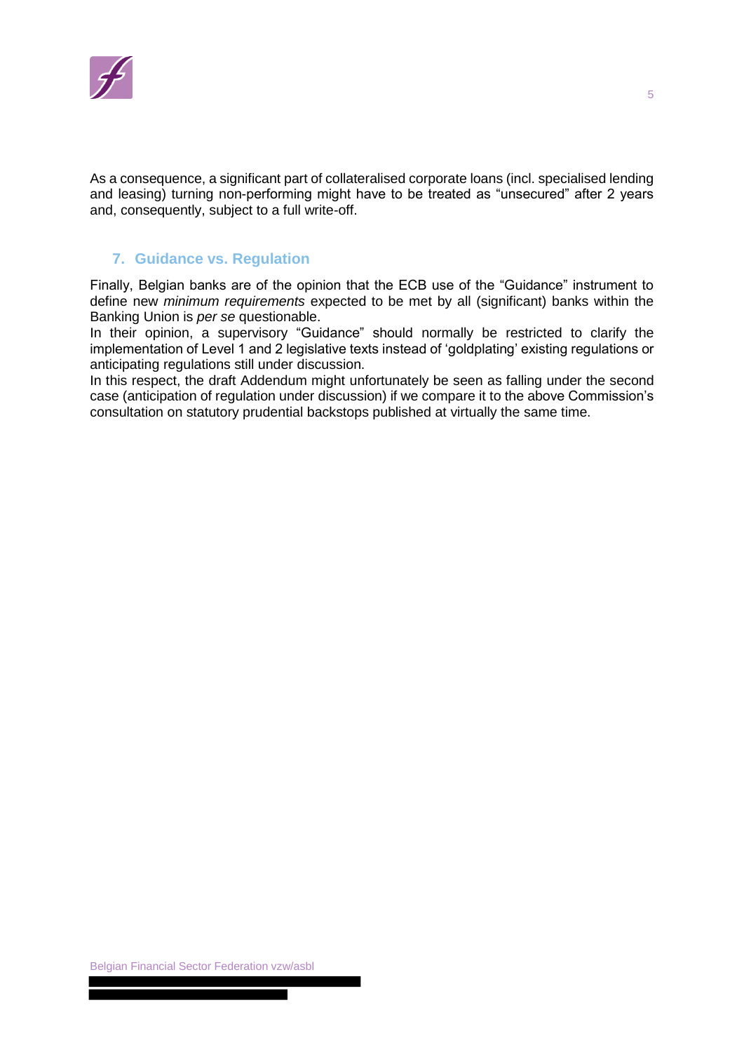As a consequence, a significant part of collateralised corporate loans (incl. specialised lending and leasing) turning non-performing might have to be treated as "unsecured" after 2 years and, consequently, subject to a full write-off.

## 7. Guidance vs. Regulation

Finally, Belgian banks are of the opinion that the ECB use of the "Guidance" instrument to define new *minimum requirements* expected to be met by all (significant) banks within the Banking Union is *per se* questionable.
In their opinion, a supervisory "Guidance" should normally be restricted to clarify the implementation of Level 1 and 2 legislative texts instead of 'goldplating' existing regulations or anticipating regulations still under discussion.
In this respect, the draft Addendum might unfortunately be seen as falling under the second case (anticipation of regulation under discussion) if we compare it to the above Commission's consultation on statutory prudential backstops published at virtually the same time.